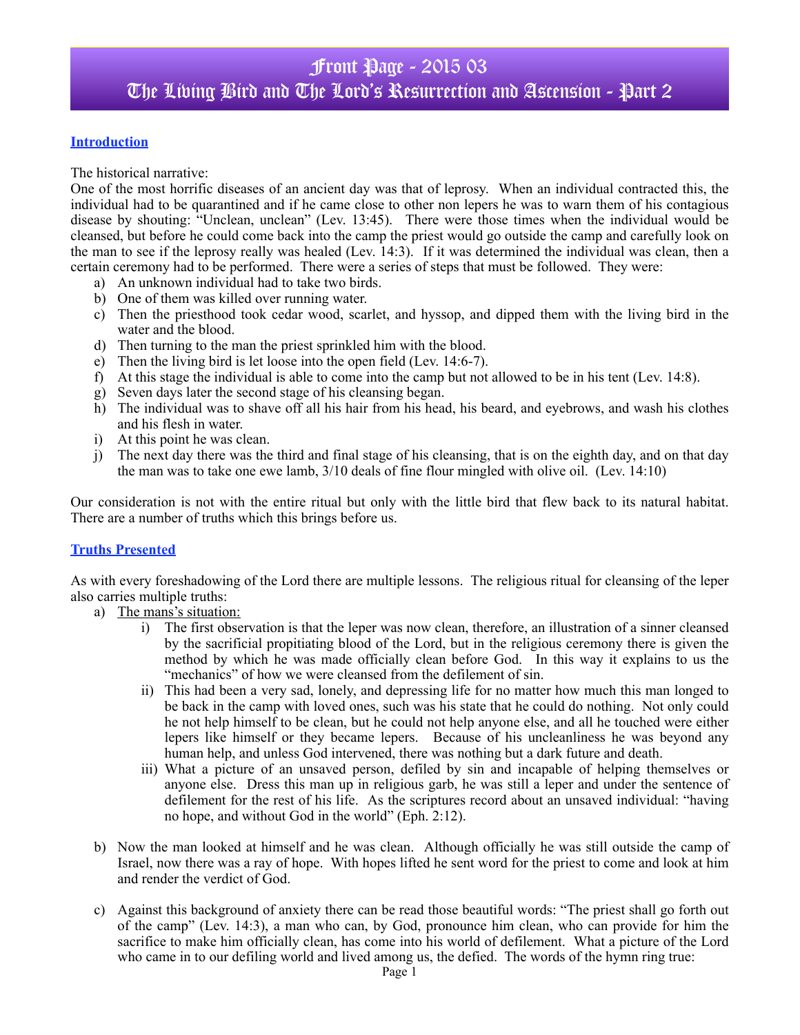# Front Page - 2015 03
# The Living Bird and The Lord's Resurrection and Ascension - Part 2

## Introduction

The historical narrative:
One of the most horrific diseases of an ancient day was that of leprosy. When an individual contracted this, the individual had to be quarantined and if he came close to other non lepers he was to warn them of his contagious disease by shouting: "Unclean, unclean" (Lev. 13:45). There were those times when the individual would be cleansed, but before he could come back into the camp the priest would go outside the camp and carefully look on the man to see if the leprosy really was healed (Lev. 14:3). If it was determined the individual was clean, then a certain ceremony had to be performed. There were a series of steps that must be followed. They were:

a) An unknown individual had to take two birds.
b) One of them was killed over running water.
c) Then the priesthood took cedar wood, scarlet, and hyssop, and dipped them with the living bird in the water and the blood.
d) Then turning to the man the priest sprinkled him with the blood.
e) Then the living bird is let loose into the open field (Lev. 14:6-7).
f) At this stage the individual is able to come into the camp but not allowed to be in his tent (Lev. 14:8).
g) Seven days later the second stage of his cleansing began.
h) The individual was to shave off all his hair from his head, his beard, and eyebrows, and wash his clothes and his flesh in water.
i) At this point he was clean.
j) The next day there was the third and final stage of his cleansing, that is on the eighth day, and on that day the man was to take one ewe lamb, 3/10 deals of fine flour mingled with olive oil. (Lev. 14:10)

Our consideration is not with the entire ritual but only with the little bird that flew back to its natural habitat. There are a number of truths which this brings before us.

## Truths Presented

As with every foreshadowing of the Lord there are multiple lessons. The religious ritual for cleansing of the leper also carries multiple truths:

a) The mans's situation:
   i) The first observation is that the leper was now clean, therefore, an illustration of a sinner cleansed by the sacrificial propitiating blood of the Lord, but in the religious ceremony there is given the method by which he was made officially clean before God. In this way it explains to us the "mechanics" of how we were cleansed from the defilement of sin.
   ii) This had been a very sad, lonely, and depressing life for no matter how much this man longed to be back in the camp with loved ones, such was his state that he could do nothing. Not only could he not help himself to be clean, but he could not help anyone else, and all he touched were either lepers like himself or they became lepers. Because of his uncleanliness he was beyond any human help, and unless God intervened, there was nothing but a dark future and death.
   iii) What a picture of an unsaved person, defiled by sin and incapable of helping themselves or anyone else. Dress this man up in religious garb, he was still a leper and under the sentence of defilement for the rest of his life. As the scriptures record about an unsaved individual: "having no hope, and without God in the world" (Eph. 2:12).

b) Now the man looked at himself and he was clean. Although officially he was still outside the camp of Israel, now there was a ray of hope. With hopes lifted he sent word for the priest to come and look at him and render the verdict of God.

c) Against this background of anxiety there can be read those beautiful words: "The priest shall go forth out of the camp" (Lev. 14:3), a man who can, by God, pronounce him clean, who can provide for him the sacrifice to make him officially clean, has come into his world of defilement. What a picture of the Lord who came in to our defiling world and lived among us, the defied. The words of the hymn ring true: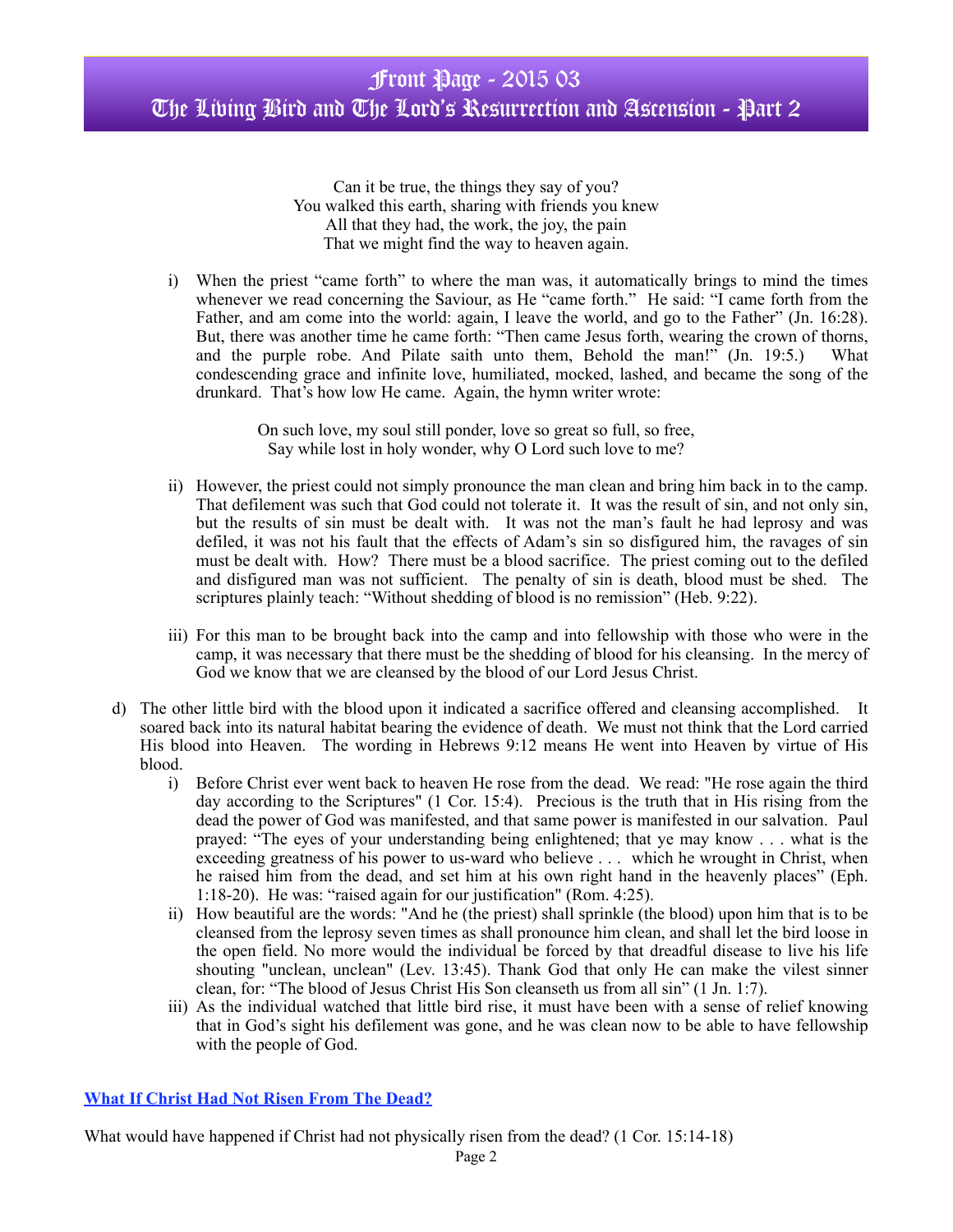Can it be true, the things they say of you?
You walked this earth, sharing with friends you knew
All that they had, the work, the joy, the pain
That we might find the way to heaven again.

i) When the priest "came forth" to where the man was, it automatically brings to mind the times whenever we read concerning the Saviour, as He "came forth." He said: "I came forth from the Father, and am come into the world: again, I leave the world, and go to the Father" (Jn. 16:28). But, there was another time he came forth: "Then came Jesus forth, wearing the crown of thorns, and the purple robe. And Pilate saith unto them, Behold the man!" (Jn. 19:5.) What condescending grace and infinite love, humiliated, mocked, lashed, and became the song of the drunkard. That's how low He came. Again, the hymn writer wrote:

> On such love, my soul still ponder, love so great so full, so free,
> Say while lost in holy wonder, why O Lord such love to me?

ii) However, the priest could not simply pronounce the man clean and bring him back in to the camp. That defilement was such that God could not tolerate it. It was the result of sin, and not only sin, but the results of sin must be dealt with. It was not the man's fault he had leprosy and was defiled, it was not his fault that the effects of Adam's sin so disfigured him, the ravages of sin must be dealt with. How? There must be a blood sacrifice. The priest coming out to the defiled and disfigured man was not sufficient. The penalty of sin is death, blood must be shed. The scriptures plainly teach: "Without shedding of blood is no remission" (Heb. 9:22).

iii) For this man to be brought back into the camp and into fellowship with those who were in the camp, it was necessary that there must be the shedding of blood for his cleansing. In the mercy of God we know that we are cleansed by the blood of our Lord Jesus Christ.

d) The other little bird with the blood upon it indicated a sacrifice offered and cleansing accomplished. It soared back into its natural habitat bearing the evidence of death. We must not think that the Lord carried His blood into Heaven. The wording in Hebrews 9:12 means He went into Heaven by virtue of His blood.

  i) Before Christ ever went back to heaven He rose from the dead. We read: "He rose again the third day according to the Scriptures" (1 Cor. 15:4). Precious is the truth that in His rising from the dead the power of God was manifested, and that same power is manifested in our salvation. Paul prayed: "The eyes of your understanding being enlightened; that ye may know . . . what is the exceeding greatness of his power to us-ward who believe . . . which he wrought in Christ, when he raised him from the dead, and set him at his own right hand in the heavenly places" (Eph. 1:18-20). He was: "raised again for our justification" (Rom. 4:25).

  ii) How beautiful are the words: "And he (the priest) shall sprinkle (the blood) upon him that is to be cleansed from the leprosy seven times as shall pronounce him clean, and shall let the bird loose in the open field. No more would the individual be forced by that dreadful disease to live his life shouting "unclean, unclean" (Lev. 13:45). Thank God that only He can make the vilest sinner clean, for: "The blood of Jesus Christ His Son cleanseth us from all sin" (1 Jn. 1:7).

  iii) As the individual watched that little bird rise, it must have been with a sense of relief knowing that in God's sight his defilement was gone, and he was clean now to be able to have fellowship with the people of God.

## What If Christ Had Not Risen From The Dead?

What would have happened if Christ had not physically risen from the dead? (1 Cor. 15:14-18)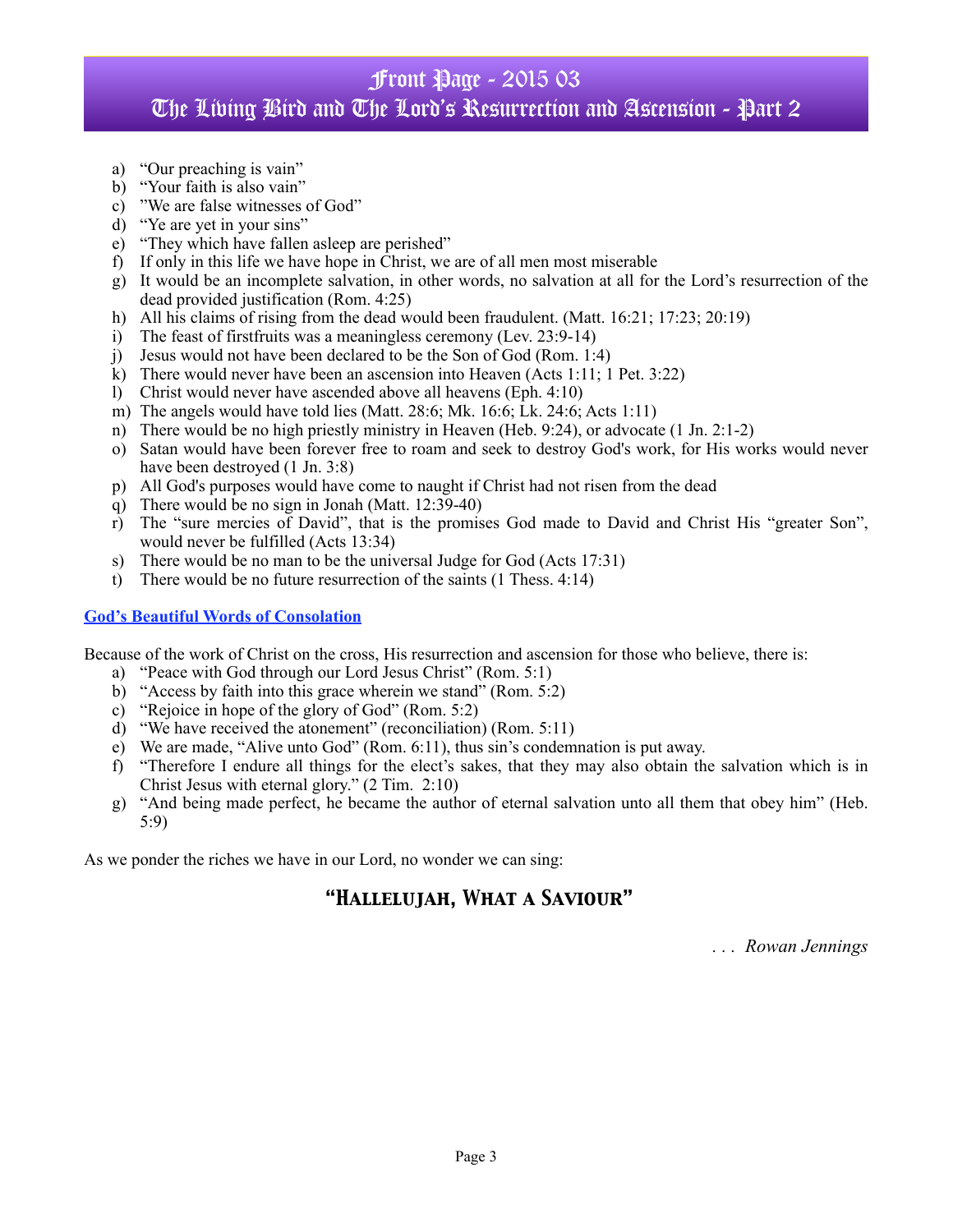a) "Our preaching is vain"
b) "Your faith is also vain"
c) "We are false witnesses of God"
d) "Ye are yet in your sins"
e) "They which have fallen asleep are perished"
f) If only in this life we have hope in Christ, we are of all men most miserable
g) It would be an incomplete salvation, in other words, no salvation at all for the Lord's resurrection of the dead provided justification (Rom. 4:25)
h) All his claims of rising from the dead would been fraudulent. (Matt. 16:21; 17:23; 20:19)
i) The feast of firstfruits was a meaningless ceremony (Lev. 23:9-14)
j) Jesus would not have been declared to be the Son of God (Rom. 1:4)
k) There would never have been an ascension into Heaven (Acts 1:11; 1 Pet. 3:22)
l) Christ would never have ascended above all heavens (Eph. 4:10)
m) The angels would have told lies (Matt. 28:6; Mk. 16:6; Lk. 24:6; Acts 1:11)
n) There would be no high priestly ministry in Heaven (Heb. 9:24), or advocate (1 Jn. 2:1-2)
o) Satan would have been forever free to roam and seek to destroy God's work, for His works would never have been destroyed (1 Jn. 3:8)
p) All God's purposes would have come to naught if Christ had not risen from the dead
q) There would be no sign in Jonah (Matt. 12:39-40)
r) The "sure mercies of David", that is the promises God made to David and Christ His "greater Son", would never be fulfilled (Acts 13:34)
s) There would be no man to be the universal Judge for God (Acts 17:31)
t) There would be no future resurrection of the saints (1 Thess. 4:14)

## God's Beautiful Words of Consolation

Because of the work of Christ on the cross, His resurrection and ascension for those who believe, there is:

a) "Peace with God through our Lord Jesus Christ" (Rom. 5:1)
b) "Access by faith into this grace wherein we stand" (Rom. 5:2)
c) "Rejoice in hope of the glory of God" (Rom. 5:2)
d) "We have received the atonement" (reconciliation) (Rom. 5:11)
e) We are made, "Alive unto God" (Rom. 6:11), thus sin's condemnation is put away.
f) "Therefore I endure all things for the elect's sakes, that they may also obtain the salvation which is in Christ Jesus with eternal glory." (2 Tim. 2:10)
g) "And being made perfect, he became the author of eternal salvation unto all them that obey him" (Heb. 5:9)

As we ponder the riches we have in our Lord, no wonder we can sing:

## *"Hallelujah, What a Saviour"*

*. . . Rowan Jennings*